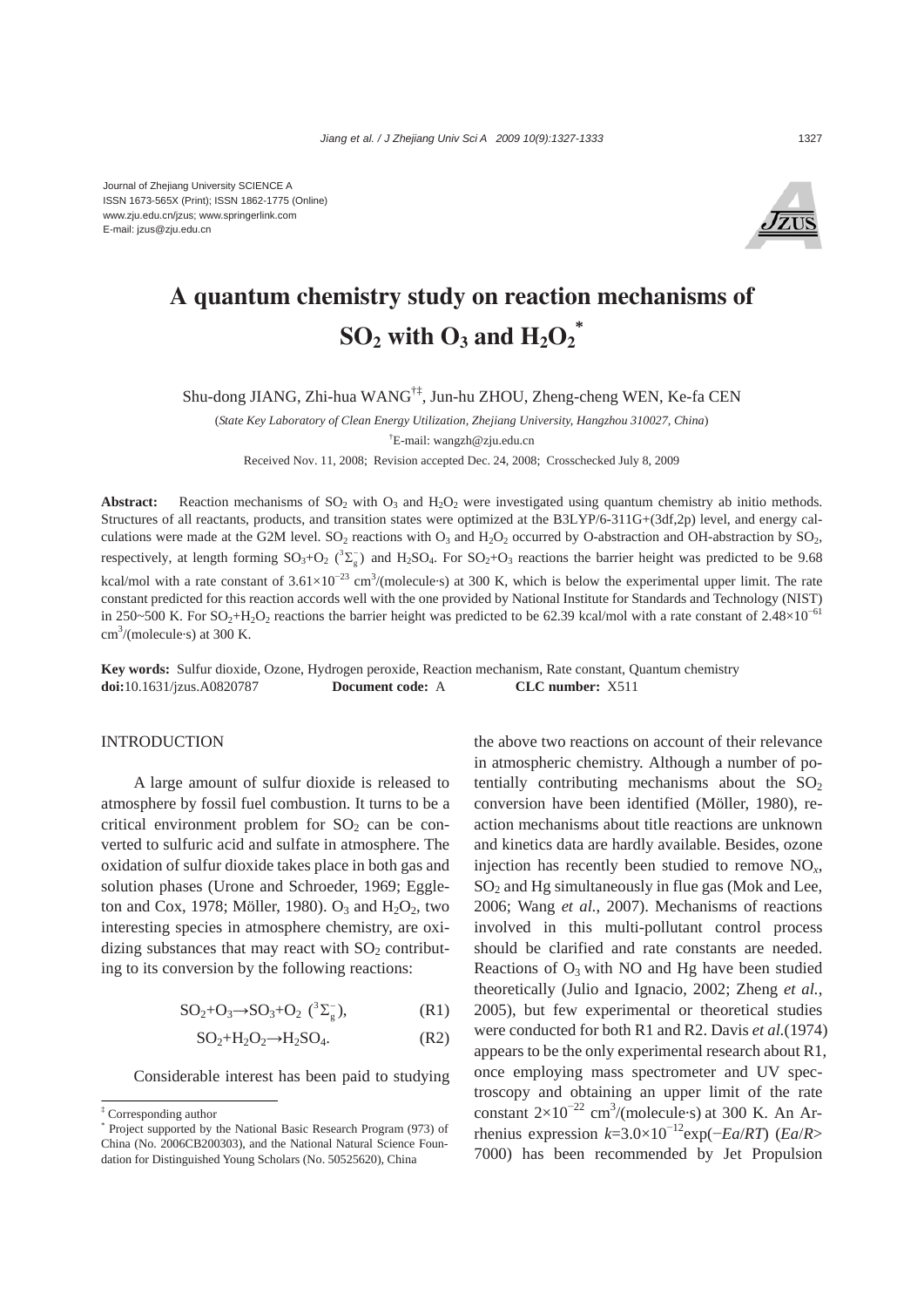Journal of Zhejiang University SCIENCE A
ISSN 1673-565X (Print); ISSN 1862-1775 (Online)
www.zju.edu.cn/jzus; www.springerlink.com
E-mail: jzus@zju.edu.cn

# A quantum chemistry study on reaction mechanisms of $SO_2$ with $O_3$ and $H_2O_2$*

Shu-dong JIANG, Zhi-hua WANG†‡, Jun-hu ZHOU, Zheng-cheng WEN, Ke-fa CEN

(*State Key Laboratory of Clean Energy Utilization, Zhejiang University, Hangzhou 310027, China*)

†E-mail: wangzh@zju.edu.cn

Received Nov. 11, 2008; Revision accepted Dec. 24, 2008; Crosschecked July 8, 2009

**Abstract:** Reaction mechanisms of $SO_2$ with $O_3$ and $H_2O_2$ were investigated using quantum chemistry ab initio methods. Structures of all reactants, products, and transition states were optimized at the B3LYP/6-311G+(3df,2p) level, and energy calculations were made at the G2M level. $SO_2$ reactions with $O_3$ and $H_2O_2$ occurred by O-abstraction and OH-abstraction by $SO_2$, respectively, at length forming $SO_3$+$O_2$ ($^3\Sigma_g^-$) and $H_2SO_4$. For $SO_2$+$O_3$ reactions the barrier height was predicted to be 9.68 kcal/mol with a rate constant of $3.61\times10^{-23}$ cm$^3$/(molecule·s) at 300 K, which is below the experimental upper limit. The rate constant predicted for this reaction accords well with the one provided by National Institute for Standards and Technology (NIST) in 250~500 K. For $SO_2$+$H_2O_2$ reactions the barrier height was predicted to be 62.39 kcal/mol with a rate constant of $2.48\times10^{-61}$ cm$^3$/(molecule·s) at 300 K.

**Key words:** Sulfur dioxide, Ozone, Hydrogen peroxide, Reaction mechanism, Rate constant, Quantum chemistry

**doi:**10.1631/jzus.A0820787 **Document code:** A **CLC number:** X511

## INTRODUCTION

A large amount of sulfur dioxide is released to atmosphere by fossil fuel combustion. It turns to be a critical environment problem for $SO_2$ can be converted to sulfuric acid and sulfate in atmosphere. The oxidation of sulfur dioxide takes place in both gas and solution phases (Urone and Schroeder, 1969; Eggleton and Cox, 1978; Möller, 1980). $O_3$ and $H_2O_2$, two interesting species in atmosphere chemistry, are oxidizing substances that may react with $SO_2$ contributing to its conversion by the following reactions:

$$SO_2+O_3\rightarrow SO_3+O_2\ (^3\Sigma_g^-), \tag{R1}$$

$$SO_2+H_2O_2\rightarrow H_2SO_4. \tag{R2}$$

Considerable interest has been paid to studying the above two reactions on account of their relevance in atmospheric chemistry. Although a number of potentially contributing mechanisms about the $SO_2$ conversion have been identified (Möller, 1980), reaction mechanisms about title reactions are unknown and kinetics data are hardly available. Besides, ozone injection has recently been studied to remove $NO_x$, $SO_2$ and Hg simultaneously in flue gas (Mok and Lee, 2006; Wang *et al.*, 2007). Mechanisms of reactions involved in this multi-pollutant control process should be clarified and rate constants are needed. Reactions of $O_3$ with NO and Hg have been studied theoretically (Julio and Ignacio, 2002; Zheng *et al.*, 2005), but few experimental or theoretical studies were conducted for both R1 and R2. Davis *et al.*(1974) appears to be the only experimental research about R1, once employing mass spectrometer and UV spectroscopy and obtaining an upper limit of the rate constant $2\times10^{-22}$ cm$^3$/(molecule·s) at 300 K. An Arrhenius expression $k=3.0\times10^{-12}\exp(-Ea/RT)$ ($Ea/R$> 7000) has been recommended by Jet Propulsion

‡ Corresponding author

\* Project supported by the National Basic Research Program (973) of China (No. 2006CB200303), and the National Natural Science Foundation for Distinguished Young Scholars (No. 50525620), China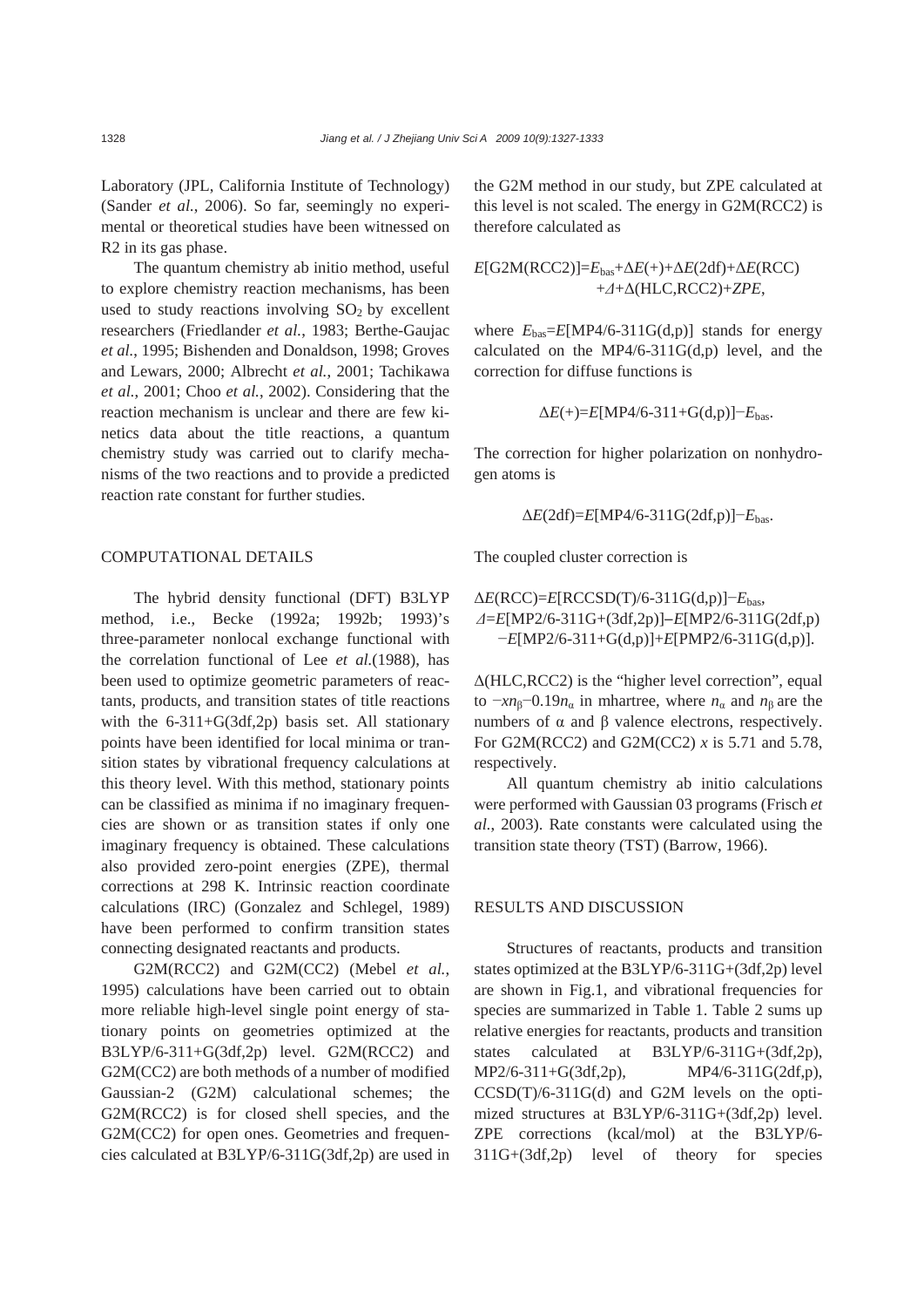Laboratory (JPL, California Institute of Technology) (Sander *et al.*, 2006). So far, seemingly no experimental or theoretical studies have been witnessed on R2 in its gas phase.

The quantum chemistry ab initio method, useful to explore chemistry reaction mechanisms, has been used to study reactions involving $SO_2$ by excellent researchers (Friedlander *et al.*, 1983; Berthe-Gaujac *et al.*, 1995; Bishenden and Donaldson, 1998; Groves and Lewars, 2000; Albrecht *et al.*, 2001; Tachikawa *et al.*, 2001; Choo *et al.*, 2002). Considering that the reaction mechanism is unclear and there are few kinetics data about the title reactions, a quantum chemistry study was carried out to clarify mechanisms of the two reactions and to provide a predicted reaction rate constant for further studies.

## COMPUTATIONAL DETAILS

The hybrid density functional (DFT) B3LYP method, i.e., Becke (1992a; 1992b; 1993)'s three-parameter nonlocal exchange functional with the correlation functional of Lee *et al.*(1988), has been used to optimize geometric parameters of reactants, products, and transition states of title reactions with the 6-311+G(3df,2p) basis set. All stationary points have been identified for local minima or transition states by vibrational frequency calculations at this theory level. With this method, stationary points can be classified as minima if no imaginary frequencies are shown or as transition states if only one imaginary frequency is obtained. These calculations also provided zero-point energies (ZPE), thermal corrections at 298 K. Intrinsic reaction coordinate calculations (IRC) (Gonzalez and Schlegel, 1989) have been performed to confirm transition states connecting designated reactants and products.

G2M(RCC2) and G2M(CC2) (Mebel *et al.*, 1995) calculations have been carried out to obtain more reliable high-level single point energy of stationary points on geometries optimized at the B3LYP/6-311+G(3df,2p) level. G2M(RCC2) and G2M(CC2) are both methods of a number of modified Gaussian-2 (G2M) calculational schemes; the G2M(RCC2) is for closed shell species, and the G2M(CC2) for open ones. Geometries and frequencies calculated at B3LYP/6-311G(3df,2p) are used in the G2M method in our study, but ZPE calculated at this level is not scaled. The energy in G2M(RCC2) is therefore calculated as

$$E[\text{G2M(RCC2)}]=E_{\text{bas}}+\Delta E(+)+\Delta E(\text{2df})+\Delta E(\text{RCC})+\varDelta+\Delta(\text{HLC,RCC2})+ZPE,$$

where $E_{\text{bas}}=E[\text{MP4/6-311G(d,p)}]$ stands for energy calculated on the MP4/6-311G(d,p) level, and the correction for diffuse functions is

$$\Delta E(+)=E[\text{MP4/6-311+G(d,p)}]-E_{\text{bas}}.$$

The correction for higher polarization on nonhydrogen atoms is

$$\Delta E(\text{2df})=E[\text{MP4/6-311G(2df,p)}]-E_{\text{bas}}.$$

The coupled cluster correction is

$$\Delta E(\text{RCC})=E[\text{RCCSD(T)/6-311G(d,p)}]-E_{\text{bas}},$$

$$\varDelta=E[\text{MP2/6-311G+(3df,2p)}]-E[\text{MP2/6-311G(2df,p)}]-E[\text{MP2/6-311+G(d,p)}]+E[\text{PMP2/6-311G(d,p)}].$$

$\Delta$(HLC,RCC2) is the "higher level correction", equal to $-xn_\beta-0.19n_\alpha$ in mhartree, where $n_\alpha$ and $n_\beta$ are the numbers of α and β valence electrons, respectively. For G2M(RCC2) and G2M(CC2) $x$ is 5.71 and 5.78, respectively.

All quantum chemistry ab initio calculations were performed with Gaussian 03 programs (Frisch *et al.*, 2003). Rate constants were calculated using the transition state theory (TST) (Barrow, 1966).

## RESULTS AND DISCUSSION

Structures of reactants, products and transition states optimized at the B3LYP/6-311G+(3df,2p) level are shown in Fig.1, and vibrational frequencies for species are summarized in Table 1. Table 2 sums up relative energies for reactants, products and transition states calculated at B3LYP/6-311G+(3df,2p), MP2/6-311+G(3df,2p), MP4/6-311G(2df,p), CCSD(T)/6-311G(d) and G2M levels on the optimized structures at B3LYP/6-311G+(3df,2p) level. ZPE corrections (kcal/mol) at the B3LYP/6-311G+(3df,2p) level of theory for species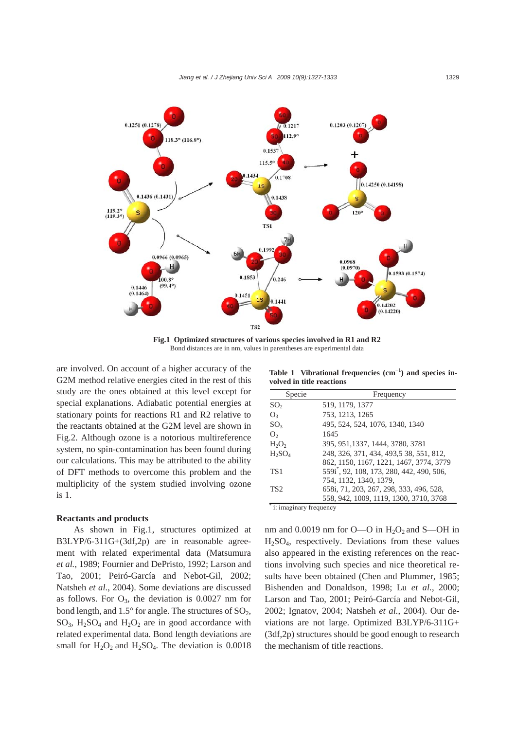**Fig.1 Optimized structures of various species involved in R1 and R2**
Bond distances are in nm, values in parentheses are experimental data

are involved. On account of a higher accuracy of the G2M method relative energies cited in the rest of this study are the ones obtained at this level except for special explanations. Adiabatic potential energies at stationary points for reactions R1 and R2 relative to the reactants obtained at the G2M level are shown in Fig.2. Although ozone is a notorious multireference system, no spin-contamination has been found during our calculations. This may be attributed to the ability of DFT methods to overcome this problem and the multiplicity of the system studied involving ozone is 1.

## Reactants and products

As shown in Fig.1, structures optimized at B3LYP/6-311G+(3df,2p) are in reasonable agreement with related experimental data (Matsumura *et al.*, 1989; Fournier and DePristo, 1992; Larson and Tao, 2001; Peiró-García and Nebot-Gil, 2002; Natsheh *et al.*, 2004). Some deviations are discussed as follows. For $O_3$, the deviation is 0.0027 nm for bond length, and 1.5° for angle. The structures of $SO_2$, $SO_3$, $H_2SO_4$ and $H_2O_2$ are in good accordance with related experimental data. Bond length deviations are small for $H_2O_2$ and $H_2SO_4$. The deviation is 0.0018 nm and 0.0019 nm for O—O in $H_2O_2$ and S—OH in $H_2SO_4$, respectively. Deviations from these values also appeared in the existing references on the reactions involving such species and nice theoretical results have been obtained (Chen and Plummer, 1985; Bishenden and Donaldson, 1998; Lu *et al.*, 2000; Larson and Tao, 2001; Peiró-García and Nebot-Gil, 2002; Ignatov, 2004; Natsheh *et al.*, 2004). Our deviations are not large. Optimized B3LYP/6-311G+(3df,2p) structures should be good enough to research the mechanism of title reactions.

**Table 1 Vibrational frequencies ($cm^{-1}$) and species involved in title reactions**

| Specie | Frequency |
|---|---|
| $SO_2$ | 519, 1179, 1377 |
| $O_3$ | 753, 1213, 1265 |
| $SO_3$ | 495, 524, 524, 1076, 1340, 1340 |
| $O_2$ | 1645 |
| $H_2O_2$ | 395, 951,1337, 1444, 3780, 3781 |
| $H_2SO_4$ | 248, 326, 371, 434, 493,5 38, 551, 812, 862, 1150, 1167, 1221, 1467, 3774, 3779 |
| TS1 | 559i*, 92, 108, 173, 280, 442, 490, 506, 754, 1132, 1340, 1379, |
| TS2 | 658i, 71, 203, 267, 298, 333, 496, 528, 558, 942, 1009, 1119, 1300, 3710, 3768 |

* i: imaginary frequency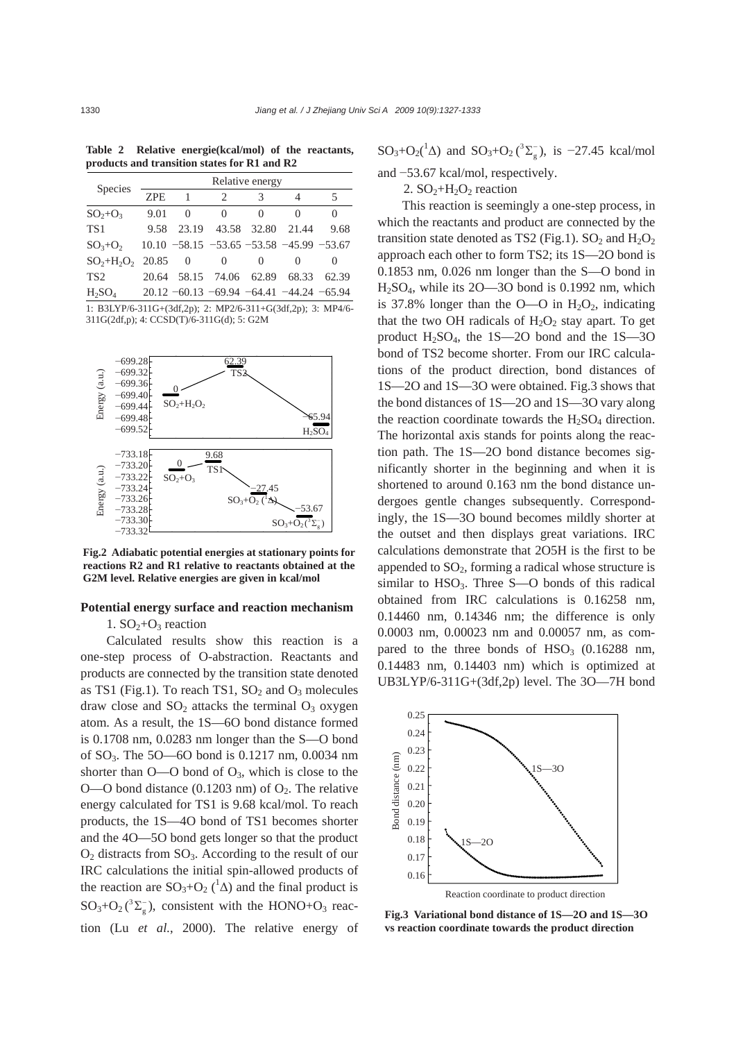**Table 2 Relative energie(kcal/mol) of the reactants, products and transition states for R1 and R2**

| Species | Relative energy | | | | | |
|---|---|---|---|---|---|---|
| | ZPE | 1 | 2 | 3 | 4 | 5 |
| $SO_2$+$O_3$ | 9.01 | 0 | 0 | 0 | 0 | 0 |
| TS1 | 9.58 | 23.19 | 43.58 | 32.80 | 21.44 | 9.68 |
| $SO_3$+$O_2$ | 10.10 | −58.15 | −53.65 | −53.58 | −45.99 | −53.67 |
| $SO_2$+$H_2O_2$ | 20.85 | 0 | 0 | 0 | 0 | 0 |
| TS2 | 20.64 | 58.15 | 74.06 | 62.89 | 68.33 | 62.39 |
| $H_2SO_4$ | 20.12 | −60.13 | −69.94 | −64.41 | −44.24 | −65.94 |

1: B3LYP/6-311G+(3df,2p); 2: MP2/6-311+G(3df,2p); 3: MP4/6-311G(2df,p); 4: CCSD(T)/6-311G(d); 5: G2M

**Fig.2 Adiabatic potential energies at stationary points for reactions R2 and R1 relative to reactants obtained at the G2M level. Relative energies are given in kcal/mol**

### Potential energy surface and reaction mechanism

1. $SO_2$+$O_3$ reaction

Calculated results show this reaction is a one-step process of O-abstraction. Reactants and products are connected by the transition state denoted as TS1 (Fig.1). To reach TS1, $SO_2$ and $O_3$ molecules draw close and $SO_2$ attacks the terminal $O_3$ oxygen atom. As a result, the 1S—6O bond distance formed is 0.1708 nm, 0.0283 nm longer than the S—O bond of $SO_3$. The 5O—6O bond is 0.1217 nm, 0.0034 nm shorter than O—O bond of $O_3$, which is close to the O—O bond distance (0.1203 nm) of $O_2$. The relative energy calculated for TS1 is 9.68 kcal/mol. To reach products, the 1S—4O bond of TS1 becomes shorter and the 4O—5O bond gets longer so that the product $O_2$ distracts from $SO_3$. According to the result of our IRC calculations the initial spin-allowed products of the reaction are $SO_3$+$O_2$ ($^1\Delta$) and the final product is $SO_3$+$O_2$ ($^3\Sigma_g^-$), consistent with the HONO+$O_3$ reaction (Lu *et al.*, 2000). The relative energy of $SO_3$+$O_2$($^1\Delta$) and $SO_3$+$O_2$ ($^3\Sigma_g^-$), is −27.45 kcal/mol and −53.67 kcal/mol, respectively.

2. $SO_2$+$H_2O_2$ reaction

This reaction is seemingly a one-step process, in which the reactants and product are connected by the transition state denoted as TS2 (Fig.1). $SO_2$ and $H_2O_2$ approach each other to form TS2; its 1S—2O bond is 0.1853 nm, 0.026 nm longer than the S—O bond in $H_2SO_4$, while its 2O—3O bond is 0.1992 nm, which is 37.8% longer than the O—O in $H_2O_2$, indicating that the two OH radicals of $H_2O_2$ stay apart. To get product $H_2SO_4$, the 1S—2O bond and the 1S—3O bond of TS2 become shorter. From our IRC calculations of the product direction, bond distances of 1S—2O and 1S—3O were obtained. Fig.3 shows that the bond distances of 1S—2O and 1S—3O vary along the reaction coordinate towards the $H_2SO_4$ direction. The horizontal axis stands for points along the reaction path. The 1S—2O bond distance becomes significantly shorter in the beginning and when it is shortened to around 0.163 nm the bond distance undergoes gentle changes subsequently. Correspondingly, the 1S—3O bound becomes mildly shorter at the outset and then displays great variations. IRC calculations demonstrate that 2O5H is the first to be appended to $SO_2$, forming a radical whose structure is similar to $HSO_3$. Three S—O bonds of this radical obtained from IRC calculations is 0.16258 nm, 0.14460 nm, 0.14346 nm; the difference is only 0.0003 nm, 0.00023 nm and 0.00057 nm, as compared to the three bonds of $HSO_3$ (0.16288 nm, 0.14483 nm, 0.14403 nm) which is optimized at UB3LYP/6-311G+(3df,2p) level. The 3O—7H bond

**Fig.3 Variational bond distance of 1S—2O and 1S—3O vs reaction coordinate towards the product direction**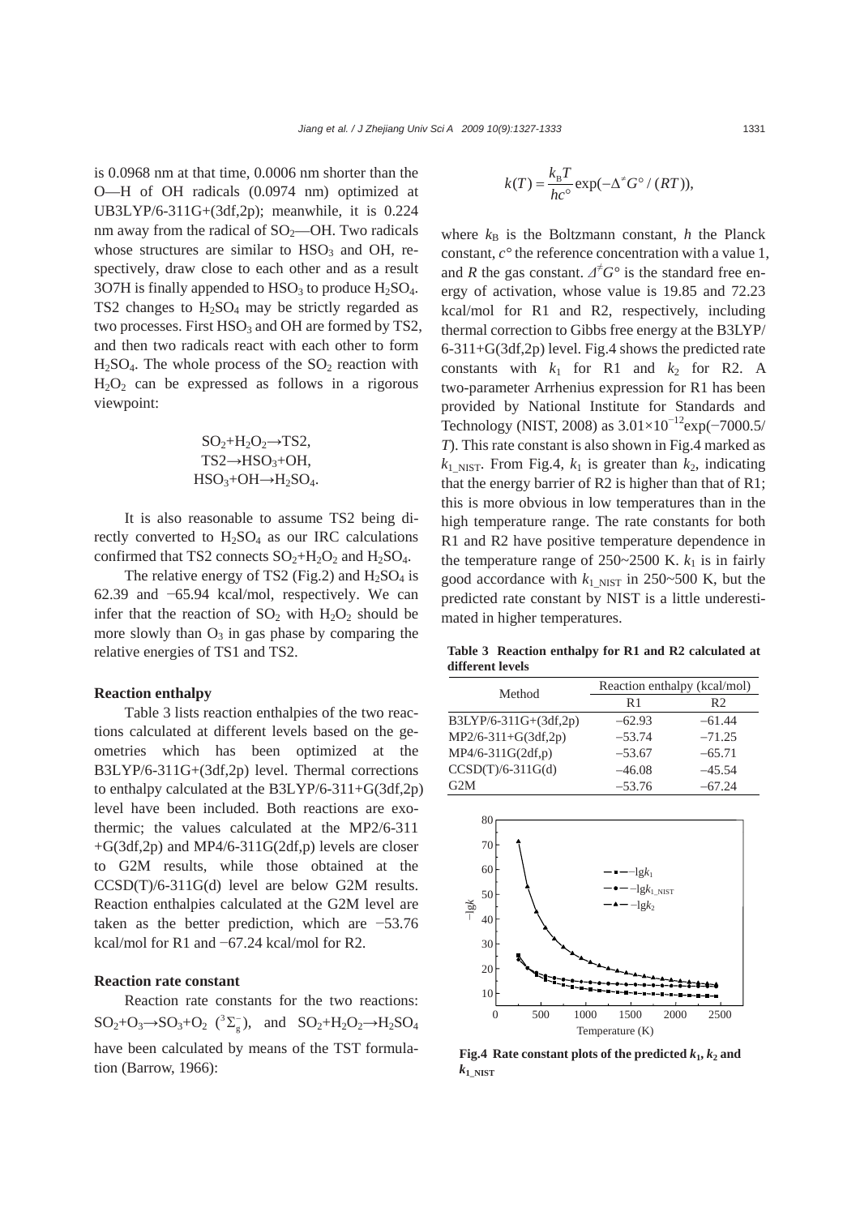is 0.0968 nm at that time, 0.0006 nm shorter than the O—H of OH radicals (0.0974 nm) optimized at UB3LYP/6-311G+(3df,2p); meanwhile, it is 0.224 nm away from the radical of $SO_2$—OH. Two radicals whose structures are similar to $HSO_3$ and OH, respectively, draw close to each other and as a result 3O7H is finally appended to $HSO_3$ to produce $H_2SO_4$. TS2 changes to $H_2SO_4$ may be strictly regarded as two processes. First $HSO_3$ and OH are formed by TS2, and then two radicals react with each other to form $H_2SO_4$. The whole process of the $SO_2$ reaction with $H_2O_2$ can be expressed as follows in a rigorous viewpoint:

$$SO_2+H_2O_2\rightarrow TS2,$$
$$TS2\rightarrow HSO_3+OH,$$
$$HSO_3+OH\rightarrow H_2SO_4.$$

It is also reasonable to assume TS2 being directly converted to $H_2SO_4$ as our IRC calculations confirmed that TS2 connects $SO_2+H_2O_2$ and $H_2SO_4$.

The relative energy of TS2 (Fig.2) and $H_2SO_4$ is 62.39 and −65.94 kcal/mol, respectively. We can infer that the reaction of $SO_2$ with $H_2O_2$ should be more slowly than $O_3$ in gas phase by comparing the relative energies of TS1 and TS2.

## Reaction enthalpy

Table 3 lists reaction enthalpies of the two reactions calculated at different levels based on the geometries which has been optimized at the B3LYP/6-311G+(3df,2p) level. Thermal corrections to enthalpy calculated at the B3LYP/6-311+G(3df,2p) level have been included. Both reactions are exothermic; the values calculated at the MP2/6-311 +G(3df,2p) and MP4/6-311G(2df,p) levels are closer to G2M results, while those obtained at the CCSD(T)/6-311G(d) level are below G2M results. Reaction enthalpies calculated at the G2M level are taken as the better prediction, which are −53.76 kcal/mol for R1 and −67.24 kcal/mol for R2.

## Reaction rate constant

Reaction rate constants for the two reactions: $SO_2+O_3\rightarrow SO_3+O_2$ $(^3\Sigma_g^-)$, and $SO_2+H_2O_2\rightarrow H_2SO_4$ have been calculated by means of the TST formulation (Barrow, 1966):

$$k(T)=\frac{k_B T}{hc^\circ}\exp(-\Delta^{\neq}G^\circ/(RT)),$$

where $k_B$ is the Boltzmann constant, $h$ the Planck constant, $c^\circ$ the reference concentration with a value 1, and $R$ the gas constant. $\Delta^{\neq}G^\circ$ is the standard free energy of activation, whose value is 19.85 and 72.23 kcal/mol for R1 and R2, respectively, including thermal correction to Gibbs free energy at the B3LYP/ 6-311+G(3df,2p) level. Fig.4 shows the predicted rate constants with $k_1$ for R1 and $k_2$ for R2. A two-parameter Arrhenius expression for R1 has been provided by National Institute for Standards and Technology (NIST, 2008) as $3.01\times10^{-12}\exp(-7000.5/T)$. This rate constant is also shown in Fig.4 marked as $k_{1\_NIST}$. From Fig.4, $k_1$ is greater than $k_2$, indicating that the energy barrier of R2 is higher than that of R1; this is more obvious in low temperatures than in the high temperature range. The rate constants for both R1 and R2 have positive temperature dependence in the temperature range of 250~2500 K. $k_1$ is in fairly good accordance with $k_{1\_NIST}$ in 250~500 K, but the predicted rate constant by NIST is a little underestimated in higher temperatures.

**Table 3 Reaction enthalpy for R1 and R2 calculated at different levels**

| Method | Reaction enthalpy (kcal/mol) | |
|---|---|---|
| | R1 | R2 |
| B3LYP/6-311G+(3df,2p) | −62.93 | −61.44 |
| MP2/6-311+G(3df,2p) | −53.74 | −71.25 |
| MP4/6-311G(2df,p) | −53.67 | −65.71 |
| CCSD(T)/6-311G(d) | −46.08 | −45.54 |
| G2M | −53.76 | −67.24 |

**Fig.4 Rate constant plots of the predicted $k_1$, $k_2$ and $k_{1\_NIST}$**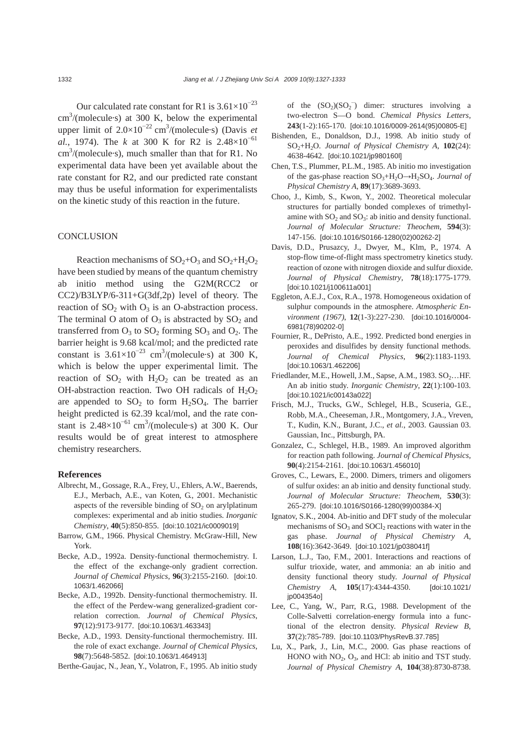Our calculated rate constant for R1 is $3.61\times10^{-23}$ $cm^3/(molecule\cdot s)$ at 300 K, below the experimental upper limit of $2.0\times10^{-22}$ $cm^3/(molecule\cdot s)$ (Davis *et al.*, 1974). The $k$ at 300 K for R2 is $2.48\times10^{-61}$ $cm^3/(molecule\cdot s)$, much smaller than that for R1. No experimental data have been yet available about the rate constant for R2, and our predicted rate constant may thus be useful information for experimentalists on the kinetic study of this reaction in the future.

## CONCLUSION

Reaction mechanisms of $SO_2$+$O_3$ and $SO_2$+$H_2O_2$ have been studied by means of the quantum chemistry ab initio method using the G2M(RCC2 or CC2)/B3LYP/6-311+G(3df,2p) level of theory. The reaction of $SO_2$ with $O_3$ is an O-abstraction process. The terminal O atom of $O_3$ is abstracted by $SO_2$ and transferred from $O_3$ to $SO_2$ forming $SO_3$ and $O_2$. The barrier height is 9.68 kcal/mol; and the predicted rate constant is $3.61\times10^{-23}$ $cm^3/(molecule\cdot s)$ at 300 K, which is below the upper experimental limit. The reaction of $SO_2$ with $H_2O_2$ can be treated as an OH-abstraction reaction. Two OH radicals of $H_2O_2$ are appended to $SO_2$ to form $H_2SO_4$. The barrier height predicted is 62.39 kcal/mol, and the rate constant is $2.48\times10^{-61}$ $cm^3/(molecule\cdot s)$ at 300 K. Our results would be of great interest to atmosphere chemistry researchers.

## References

Albrecht, M., Gossage, R.A., Frey, U., Ehlers, A.W., Baerends, E.J., Merbach, A.E., van Koten, G., 2001. Mechanistic aspects of the reversible binding of $SO_2$ on arylplatinum complexes: experimental and ab initio studies. *Inorganic Chemistry*, **40**(5):850-855. [doi:10.1021/ic0009019]

Barrow, G.M., 1966. Physical Chemistry. McGraw-Hill, New York.

Becke, A.D., 1992a. Density-functional thermochemistry. I. the effect of the exchange-only gradient correction. *Journal of Chemical Physics*, **96**(3):2155-2160. [doi:10.1063/1.462066]

Becke, A.D., 1992b. Density-functional thermochemistry. II. the effect of the Perdew-wang generalized-gradient correlation correction. *Journal of Chemical Physics*, **97**(12):9173-9177. [doi:10.1063/1.463343]

Becke, A.D., 1993. Density-functional thermochemistry. III. the role of exact exchange. *Journal of Chemical Physics*, **98**(7):5648-5852. [doi:10.1063/1.464913]

Berthe-Gaujac, N., Jean, Y., Volatron, F., 1995. Ab initio study of the $(SO_2)(SO_2^-)$ dimer: structures involving a two-electron S—O bond. *Chemical Physics Letters*, **243**(1-2):165-170. [doi:10.1016/0009-2614(95)00805-E]

Bishenden, E., Donaldson, D.J., 1998. Ab initio study of $SO_2$+$H_2O$. *Journal of Physical Chemistry A*, **102**(24): 4638-4642. [doi:10.1021/jp980160l]

Chen, T.S., Plummer, P.L.M., 1985. Ab initio mo investigation of the gas-phase reaction $SO_3+H_2O\rightarrow H_2SO_4$. *Journal of Physical Chemistry A*, **89**(17):3689-3693.

Choo, J., Kimb, S., Kwon, Y., 2002. Theoretical molecular structures for partially bonded complexes of trimethylamine with $SO_2$ and $SO_3$: ab initio and density functional. *Journal of Molecular Structure: Theochem*, **594**(3): 147-156. [doi:10.1016/S0166-1280(02)00262-2]

Davis, D.D., Prusazcy, J., Dwyer, M., Klm, P., 1974. A stop-flow time-of-flight mass spectrometry kinetics study. reaction of ozone with nitrogen dioxide and sulfur dioxide. *Journal of Physical Chemistry*, **78**(18):1775-1779. [doi:10.1021/j100611a001]

Eggleton, A.E.J., Cox, R.A., 1978. Homogeneous oxidation of sulphur compounds in the atmosphere. *Atmospheric Environment (1967)*, **12**(1-3):227-230. [doi:10.1016/0004-6981(78)90202-0]

Fournier, R., DePristo, A.E., 1992. Predicted bond energies in peroxides and disulfides by density functional methods. *Journal of Chemical Physics*, **96**(2):1183-1193. [doi:10.1063/1.462206]

Friedlander, M.E., Howell, J.M., Sapse, A.M., 1983. $SO_2$…HF. An ab initio study. *Inorganic Chemistry*, **22**(1):100-103. [doi:10.1021/ic00143a022]

Frisch, M.J., Trucks, G.W., Schlegel, H.B., Scuseria, G.E., Robb, M.A., Cheeseman, J.R., Montgomery, J.A., Vreven, T., Kudin, K.N., Burant, J.C., *et al.*, 2003. Gaussian 03. Gaussian, Inc., Pittsburgh, PA.

Gonzalez, C., Schlegel, H.B., 1989. An improved algorithm for reaction path following. *Journal of Chemical Physics*, **90**(4):2154-2161. [doi:10.1063/1.456010]

Groves, C., Lewars, E., 2000. Dimers, trimers and oligomers of sulfur oxides: an ab initio and density functional study. *Journal of Molecular Structure: Theochem*, **530**(3): 265-279. [doi:10.1016/S0166-1280(99)00384-X]

Ignatov, S.K., 2004. Ab-initio and DFT study of the molecular mechanisms of $SO_3$ and $SOCl_2$ reactions with water in the gas phase. *Journal of Physical Chemistry A*, **108**(16):3642-3649. [doi:10.1021/jp038041f]

Larson, L.J., Tao, F.M., 2001. Interactions and reactions of sulfur trioxide, water, and ammonia: an ab initio and density functional theory study. *Journal of Physical Chemistry A*, **105**(17):4344-4350. [doi:10.1021/jp004354o]

Lee, C., Yang, W., Parr, R.G., 1988. Development of the Colle-Salvetti correlation-energy formula into a functional of the electron density. *Physical Review B*, **37**(2):785-789. [doi:10.1103/PhysRevB.37.785]

Lu, X., Park, J., Lin, M.C., 2000. Gas phase reactions of HONO with $NO_2$, $O_3$, and HCl: ab initio and TST study. *Journal of Physical Chemistry A*, **104**(38):8730-8738.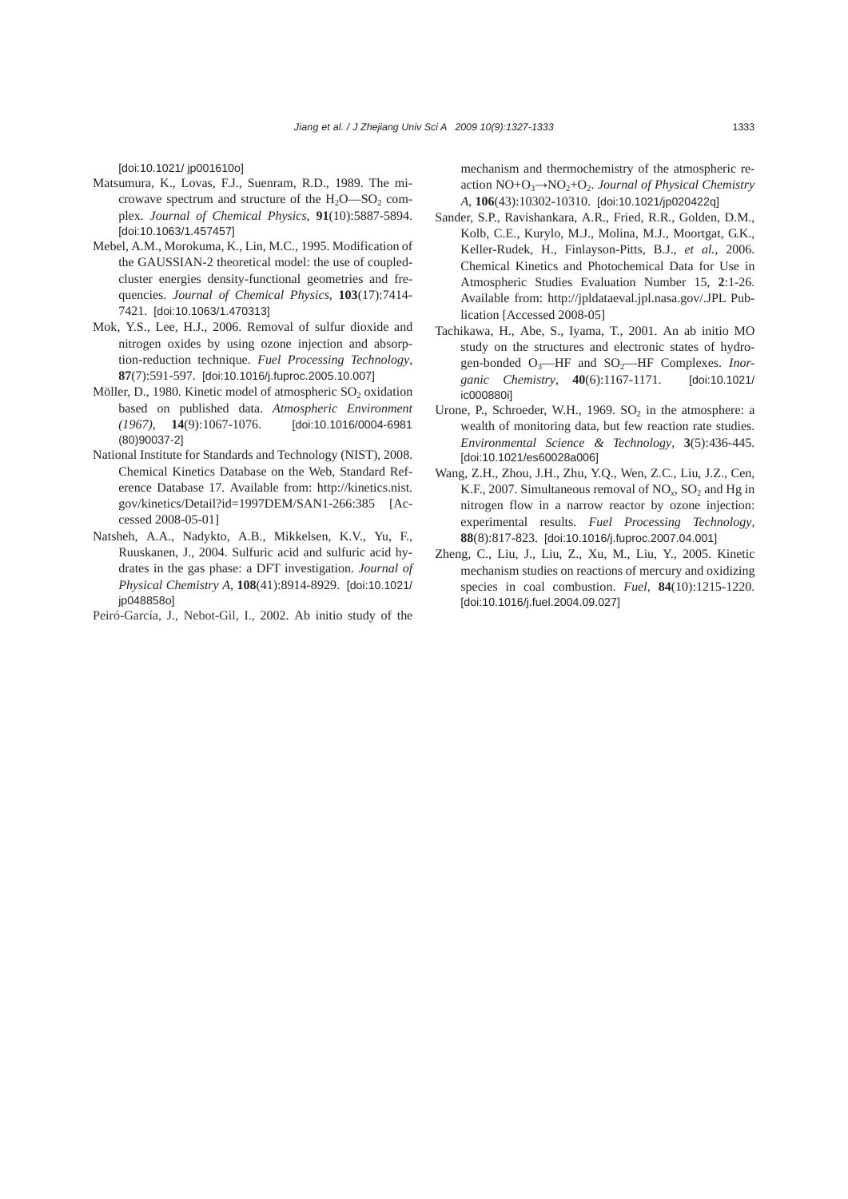[doi:10.1021/ jp001610o]

Matsumura, K., Lovas, F.J., Suenram, R.D., 1989. The microwave spectrum and structure of the $H_2O$—$SO_2$ complex. *Journal of Chemical Physics*, **91**(10):5887-5894. [doi:10.1063/1.457457]

Mebel, A.M., Morokuma, K., Lin, M.C., 1995. Modification of the GAUSSIAN-2 theoretical model: the use of coupled-cluster energies density-functional geometries and frequencies. *Journal of Chemical Physics*, **103**(17):7414-7421. [doi:10.1063/1.470313]

Mok, Y.S., Lee, H.J., 2006. Removal of sulfur dioxide and nitrogen oxides by using ozone injection and absorption-reduction technique. *Fuel Processing Technology*, **87**(7):591-597. [doi:10.1016/j.fuproc.2005.10.007]

Möller, D., 1980. Kinetic model of atmospheric $SO_2$ oxidation based on published data. *Atmospheric Environment (1967)*, **14**(9):1067-1076. [doi:10.1016/0004-6981 (80)90037-2]

National Institute for Standards and Technology (NIST), 2008. Chemical Kinetics Database on the Web, Standard Reference Database 17. Available from: http://kinetics.nist.gov/kinetics/Detail?id=1997DEM/SAN1-266:385 [Accessed 2008-05-01]

Natsheh, A.A., Nadykto, A.B., Mikkelsen, K.V., Yu, F., Ruuskanen, J., 2004. Sulfuric acid and sulfuric acid hydrates in the gas phase: a DFT investigation. *Journal of Physical Chemistry A*, **108**(41):8914-8929. [doi:10.1021/ jp048858o]

Peiró-García, J., Nebot-Gil, I., 2002. Ab initio study of the mechanism and thermochemistry of the atmospheric reaction $NO+O_3 \rightarrow NO_2+O_2$. *Journal of Physical Chemistry A*, **106**(43):10302-10310. [doi:10.1021/jp020422q]

Sander, S.P., Ravishankara, A.R., Fried, R.R., Golden, D.M., Kolb, C.E., Kurylo, M.J., Molina, M.J., Moortgat, G.K., Keller-Rudek, H., Finlayson-Pitts, B.J., *et al.*, 2006. Chemical Kinetics and Photochemical Data for Use in Atmospheric Studies Evaluation Number 15, **2**:1-26. Available from: http://jpldataeval.jpl.nasa.gov/.JPL Publication [Accessed 2008-05]

Tachikawa, H., Abe, S., Iyama, T., 2001. An ab initio MO study on the structures and electronic states of hydrogen-bonded $O_3$—HF and $SO_2$—HF Complexes. *Inorganic Chemistry*, **40**(6):1167-1171. [doi:10.1021/ ic000880i]

Urone, P., Schroeder, W.H., 1969. $SO_2$ in the atmosphere: a wealth of monitoring data, but few reaction rate studies. *Environmental Science & Technology*, **3**(5):436-445. [doi:10.1021/es60028a006]

Wang, Z.H., Zhou, J.H., Zhu, Y.Q., Wen, Z.C., Liu, J.Z., Cen, K.F., 2007. Simultaneous removal of $NO_x$, $SO_2$ and Hg in nitrogen flow in a narrow reactor by ozone injection: experimental results. *Fuel Processing Technology*, **88**(8):817-823. [doi:10.1016/j.fuproc.2007.04.001]

Zheng, C., Liu, J., Liu, Z., Xu, M., Liu, Y., 2005. Kinetic mechanism studies on reactions of mercury and oxidizing species in coal combustion. *Fuel*, **84**(10):1215-1220. [doi:10.1016/j.fuel.2004.09.027]